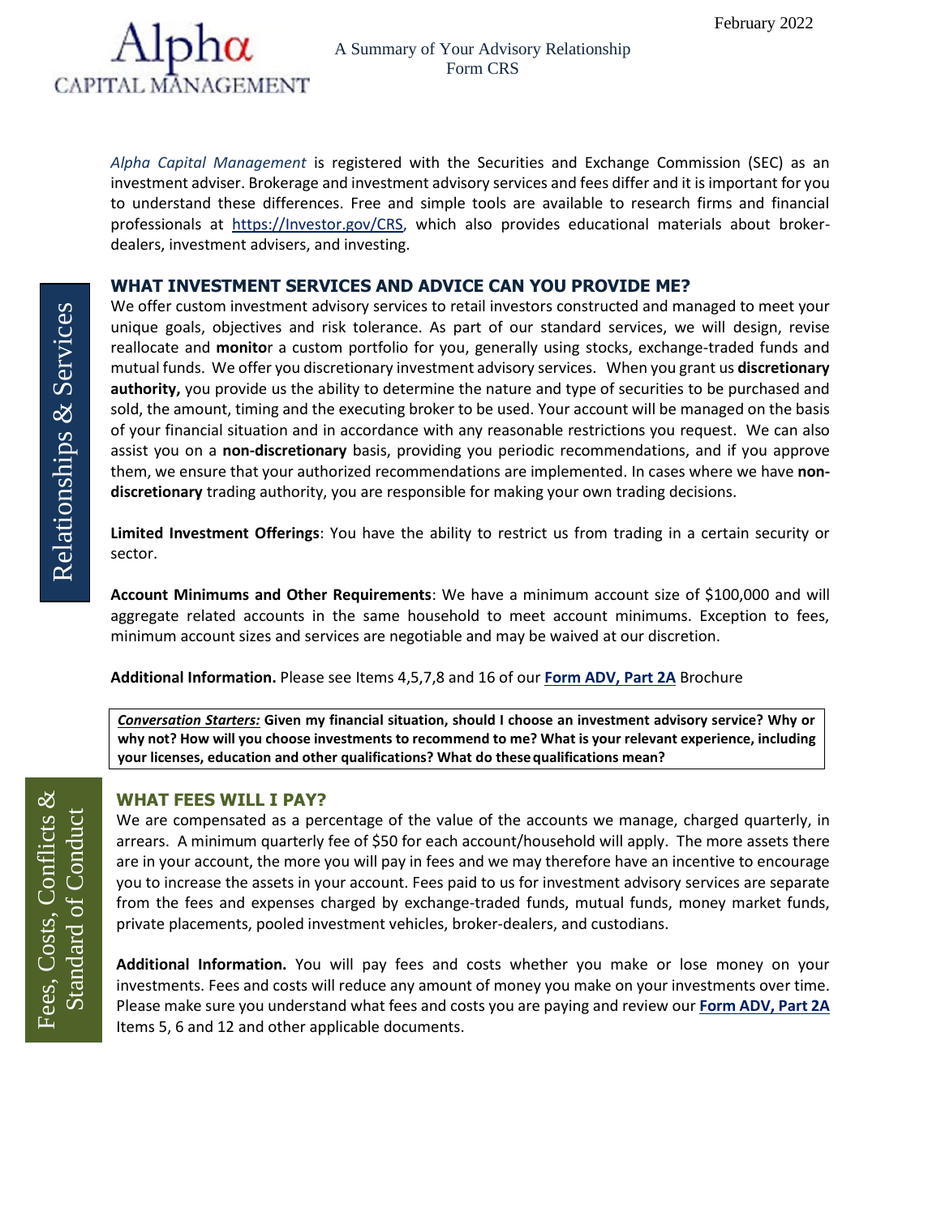Alpha CAPITAL MANAGEMENT

A Summary of Your Advisory Relationship
Form CRS

February 2022

*Alpha Capital Management* is registered with the Securities and Exchange Commission (SEC) as an investment adviser. Brokerage and investment advisory services and fees differ and it is important for you to understand these differences. Free and simple tools are available to research firms and financial professionals at https://Investor.gov/CRS, which also provides educational materials about broker-dealers, investment advisers, and investing.

Relationships & Services

## WHAT INVESTMENT SERVICES AND ADVICE CAN YOU PROVIDE ME?

We offer custom investment advisory services to retail investors constructed and managed to meet your unique goals, objectives and risk tolerance. As part of our standard services, we will design, revise reallocate and **monito**r a custom portfolio for you, generally using stocks, exchange-traded funds and mutual funds. We offer you discretionary investment advisory services. When you grant us **discretionary authority,** you provide us the ability to determine the nature and type of securities to be purchased and sold, the amount, timing and the executing broker to be used. Your account will be managed on the basis of your financial situation and in accordance with any reasonable restrictions you request. We can also assist you on a **non-discretionary** basis, providing you periodic recommendations, and if you approve them, we ensure that your authorized recommendations are implemented. In cases where we have **non-discretionary** trading authority, you are responsible for making your own trading decisions.

**Limited Investment Offerings**: You have the ability to restrict us from trading in a certain security or sector.

**Account Minimums and Other Requirements**: We have a minimum account size of $100,000 and will aggregate related accounts in the same household to meet account minimums. Exception to fees, minimum account sizes and services are negotiable and may be waived at our discretion.

**Additional Information.** Please see Items 4,5,7,8 and 16 of our **Form ADV, Part 2A** Brochure

***Conversation Starters:*** **Given my financial situation, should I choose an investment advisory service? Why or why not? How will you choose investments to recommend to me? What is your relevant experience, including your licenses, education and other qualifications? What do these qualifications mean?**

Fees, Costs, Conflicts & Standard of Conduct

## WHAT FEES WILL I PAY?

We are compensated as a percentage of the value of the accounts we manage, charged quarterly, in arrears. A minimum quarterly fee of $50 for each account/household will apply. The more assets there are in your account, the more you will pay in fees and we may therefore have an incentive to encourage you to increase the assets in your account. Fees paid to us for investment advisory services are separate from the fees and expenses charged by exchange-traded funds, mutual funds, money market funds, private placements, pooled investment vehicles, broker-dealers, and custodians.

**Additional Information.** You will pay fees and costs whether you make or lose money on your investments. Fees and costs will reduce any amount of money you make on your investments over time. Please make sure you understand what fees and costs you are paying and review our **Form ADV, Part 2A** Items 5, 6 and 12 and other applicable documents.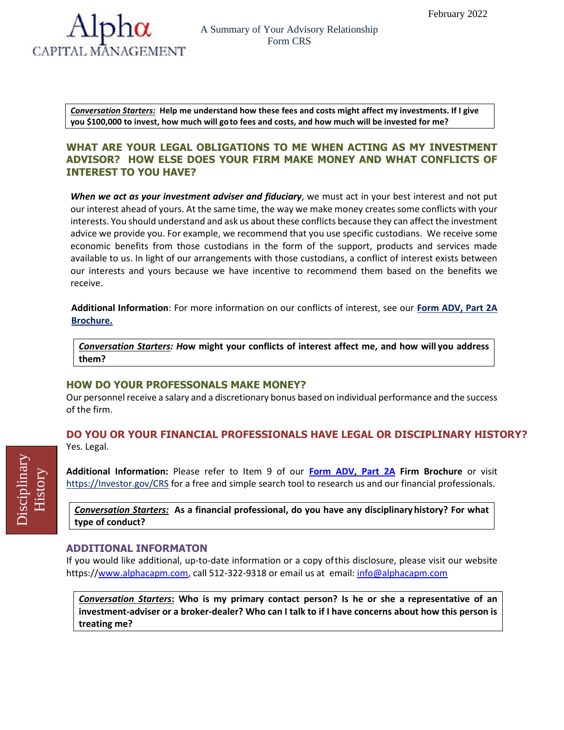**Conversation Starters:** **Help me understand how these fees and costs might affect my investments. If I give you $100,000 to invest, how much will go to fees and costs, and how much will be invested for me?**

## WHAT ARE YOUR LEGAL OBLIGATIONS TO ME WHEN ACTING AS MY INVESTMENT ADVISOR? HOW ELSE DOES YOUR FIRM MAKE MONEY AND WHAT CONFLICTS OF INTEREST TO YOU HAVE?

***When we act as your investment adviser and fiduciary***, we must act in your best interest and not put our interest ahead of yours. At the same time, the way we make money creates some conflicts with your interests. You should understand and ask us about these conflicts because they can affect the investment advice we provide you. For example, we recommend that you use specific custodians. We receive some economic benefits from those custodians in the form of the support, products and services made available to us. In light of our arrangements with those custodians, a conflict of interest exists between our interests and yours because we have incentive to recommend them based on the benefits we receive.

**Additional Information**: For more information on our conflicts of interest, see our **Form ADV, Part 2A Brochure.**

***Conversation Starters:*** **How might your conflicts of interest affect me, and how will you address them?**

## HOW DO YOUR PROFESSONALS MAKE MONEY?

Our personnel receive a salary and a discretionary bonus based on individual performance and the success of the firm.

## DO YOU OR YOUR FINANCIAL PROFESSIONALS HAVE LEGAL OR DISCIPLINARY HISTORY?

Disciplinary History

Yes. Legal.

**Additional Information:** Please refer to Item 9 of our **Form ADV, Part 2A** **Firm Brochure** or visit https://Investor.gov/CRS for a free and simple search tool to research us and our financial professionals.

***Conversation Starters:*** **As a financial professional, do you have any disciplinary history? For what type of conduct?**

## ADDITIONAL INFORMATON

If you would like additional, up-to-date information or a copy of this disclosure, please visit our website https://www.alphacapm.com, call 512-322-9318 or email us at email: info@alphacapm.com

***Conversation Starters*:** **Who is my primary contact person? Is he or she a representative of an investment-adviser or a broker-dealer? Who can I talk to if I have concerns about how this person is treating me?**